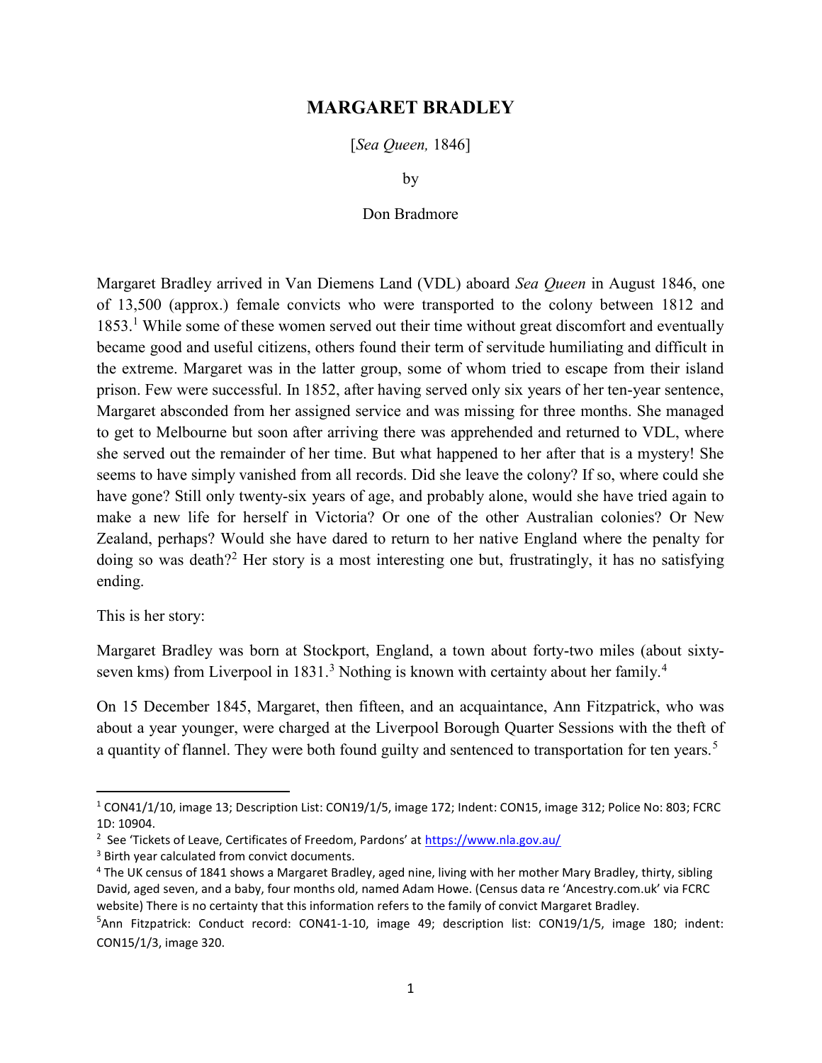# MARGARET BRADLEY

[*Sea Queen,* 1846]

by

Don Bradmore

Margaret Bradley arrived in Van Diemens Land (VDL) aboard *Sea Queen* in August 1846, one of 13,500 (approx.) female convicts who were transported to the colony between 1812 and 1853.[1] While some of these women served out their time without great discomfort and eventually became good and useful citizens, others found their term of servitude humiliating and difficult in the extreme. Margaret was in the latter group, some of whom tried to escape from their island prison. Few were successful. In 1852, after having served only six years of her ten-year sentence, Margaret absconded from her assigned service and was missing for three months. She managed to get to Melbourne but soon after arriving there was apprehended and returned to VDL, where she served out the remainder of her time. But what happened to her after that is a mystery! She seems to have simply vanished from all records. Did she leave the colony? If so, where could she have gone? Still only twenty-six years of age, and probably alone, would she have tried again to make a new life for herself in Victoria? Or one of the other Australian colonies? Or New Zealand, perhaps? Would she have dared to return to her native England where the penalty for doing so was death?[2] Her story is a most interesting one but, frustratingly, it has no satisfying ending.

This is her story:

Margaret Bradley was born at Stockport, England, a town about forty-two miles (about sixty-seven kms) from Liverpool in 1831.[3] Nothing is known with certainty about her family.[4]

On 15 December 1845, Margaret, then fifteen, and an acquaintance, Ann Fitzpatrick, who was about a year younger, were charged at the Liverpool Borough Quarter Sessions with the theft of a quantity of flannel. They were both found guilty and sentenced to transportation for ten years.[5]

---

[1] CON41/1/10, image 13; Description List: CON19/1/5, image 172; Indent: CON15, image 312; Police No: 803; FCRC 1D: 10904.

[2] See 'Tickets of Leave, Certificates of Freedom, Pardons' at https://www.nla.gov.au/

[3] Birth year calculated from convict documents.

[4] The UK census of 1841 shows a Margaret Bradley, aged nine, living with her mother Mary Bradley, thirty, sibling David, aged seven, and a baby, four months old, named Adam Howe. (Census data re 'Ancestry.com.uk' via FCRC website) There is no certainty that this information refers to the family of convict Margaret Bradley.

[5] Ann Fitzpatrick: Conduct record: CON41-1-10, image 49; description list: CON19/1/5, image 180; indent: CON15/1/3, image 320.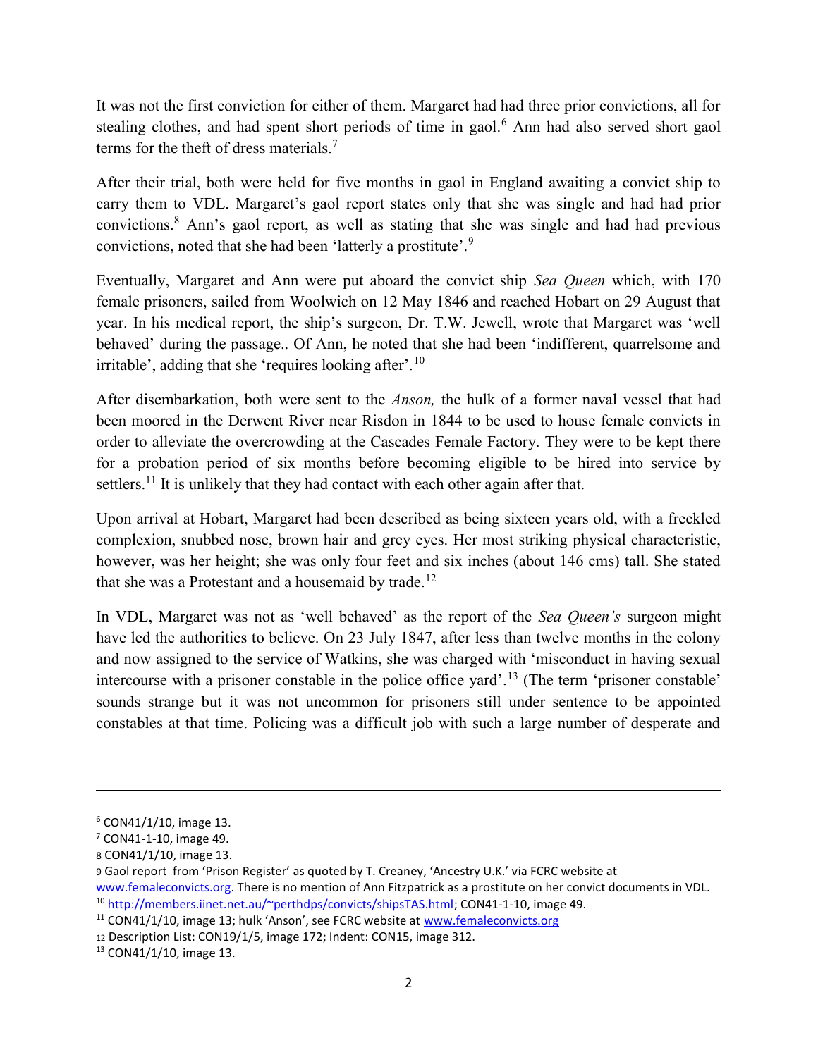It was not the first conviction for either of them. Margaret had had three prior convictions, all for stealing clothes, and had spent short periods of time in gaol.[6] Ann had also served short gaol terms for the theft of dress materials.[7]

After their trial, both were held for five months in gaol in England awaiting a convict ship to carry them to VDL. Margaret's gaol report states only that she was single and had had prior convictions.[8] Ann's gaol report, as well as stating that she was single and had had previous convictions, noted that she had been 'latterly a prostitute'.[9]

Eventually, Margaret and Ann were put aboard the convict ship *Sea Queen* which, with 170 female prisoners, sailed from Woolwich on 12 May 1846 and reached Hobart on 29 August that year. In his medical report, the ship's surgeon, Dr. T.W. Jewell, wrote that Margaret was 'well behaved' during the passage.. Of Ann, he noted that she had been 'indifferent, quarrelsome and irritable', adding that she 'requires looking after'.[10]

After disembarkation, both were sent to the *Anson,* the hulk of a former naval vessel that had been moored in the Derwent River near Risdon in 1844 to be used to house female convicts in order to alleviate the overcrowding at the Cascades Female Factory. They were to be kept there for a probation period of six months before becoming eligible to be hired into service by settlers.[11] It is unlikely that they had contact with each other again after that.

Upon arrival at Hobart, Margaret had been described as being sixteen years old, with a freckled complexion, snubbed nose, brown hair and grey eyes. Her most striking physical characteristic, however, was her height; she was only four feet and six inches (about 146 cms) tall. She stated that she was a Protestant and a housemaid by trade.[12]

In VDL, Margaret was not as 'well behaved' as the report of the *Sea Queen's* surgeon might have led the authorities to believe. On 23 July 1847, after less than twelve months in the colony and now assigned to the service of Watkins, she was charged with 'misconduct in having sexual intercourse with a prisoner constable in the police office yard'.[13] (The term 'prisoner constable' sounds strange but it was not uncommon for prisoners still under sentence to be appointed constables at that time. Policing was a difficult job with such a large number of desperate and

---

[6] CON41/1/10, image 13.

[7] CON41-1-10, image 49.

[8] CON41/1/10, image 13.

[9] Gaol report from 'Prison Register' as quoted by T. Creaney, 'Ancestry U.K.' via FCRC website at www.femaleconvicts.org. There is no mention of Ann Fitzpatrick as a prostitute on her convict documents in VDL.

[10] http://members.iinet.net.au/~perthdps/convicts/shipsTAS.html; CON41-1-10, image 49.

[11] CON41/1/10, image 13; hulk 'Anson', see FCRC website at www.femaleconvicts.org

[12] Description List: CON19/1/5, image 172; Indent: CON15, image 312.

[13] CON41/1/10, image 13.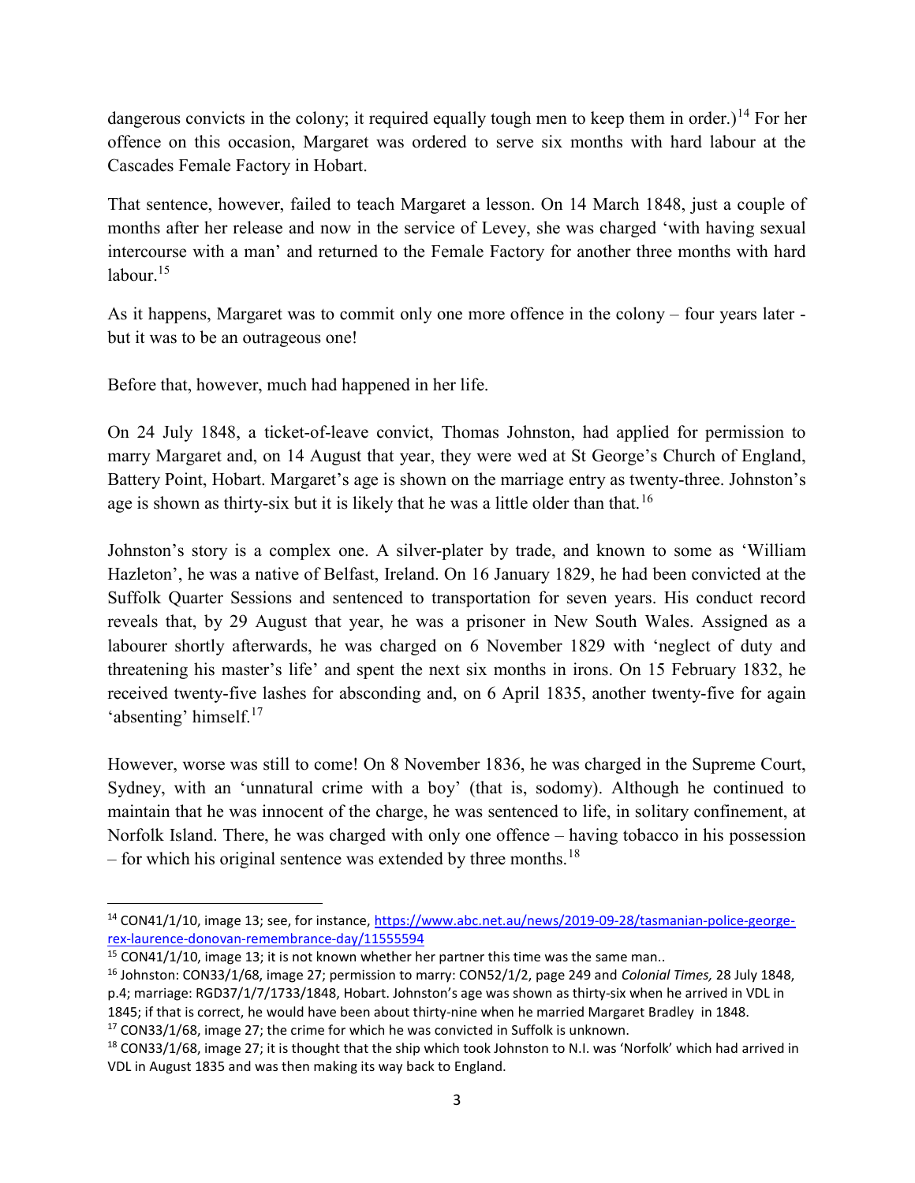dangerous convicts in the colony; it required equally tough men to keep them in order.)[14] For her offence on this occasion, Margaret was ordered to serve six months with hard labour at the Cascades Female Factory in Hobart.

That sentence, however, failed to teach Margaret a lesson. On 14 March 1848, just a couple of months after her release and now in the service of Levey, she was charged 'with having sexual intercourse with a man' and returned to the Female Factory for another three months with hard labour.[15]

As it happens, Margaret was to commit only one more offence in the colony – four years later - but it was to be an outrageous one!

Before that, however, much had happened in her life.

On 24 July 1848, a ticket-of-leave convict, Thomas Johnston, had applied for permission to marry Margaret and, on 14 August that year, they were wed at St George's Church of England, Battery Point, Hobart. Margaret's age is shown on the marriage entry as twenty-three. Johnston's age is shown as thirty-six but it is likely that he was a little older than that.[16]

Johnston's story is a complex one. A silver-plater by trade, and known to some as 'William Hazleton', he was a native of Belfast, Ireland. On 16 January 1829, he had been convicted at the Suffolk Quarter Sessions and sentenced to transportation for seven years. His conduct record reveals that, by 29 August that year, he was a prisoner in New South Wales. Assigned as a labourer shortly afterwards, he was charged on 6 November 1829 with 'neglect of duty and threatening his master's life' and spent the next six months in irons. On 15 February 1832, he received twenty-five lashes for absconding and, on 6 April 1835, another twenty-five for again 'absenting' himself.[17]

However, worse was still to come! On 8 November 1836, he was charged in the Supreme Court, Sydney, with an 'unnatural crime with a boy' (that is, sodomy). Although he continued to maintain that he was innocent of the charge, he was sentenced to life, in solitary confinement, at Norfolk Island. There, he was charged with only one offence – having tobacco in his possession – for which his original sentence was extended by three months.[18]

---

[14] CON41/1/10, image 13; see, for instance, https://www.abc.net.au/news/2019-09-28/tasmanian-police-george-rex-laurence-donovan-remembrance-day/11555594

[15] CON41/1/10, image 13; it is not known whether her partner this time was the same man..

[16] Johnston: CON33/1/68, image 27; permission to marry: CON52/1/2, page 249 and *Colonial Times,* 28 July 1848, p.4; marriage: RGD37/1/7/1733/1848, Hobart. Johnston's age was shown as thirty-six when he arrived in VDL in 1845; if that is correct, he would have been about thirty-nine when he married Margaret Bradley in 1848.

[17] CON33/1/68, image 27; the crime for which he was convicted in Suffolk is unknown.

[18] CON33/1/68, image 27; it is thought that the ship which took Johnston to N.I. was 'Norfolk' which had arrived in VDL in August 1835 and was then making its way back to England.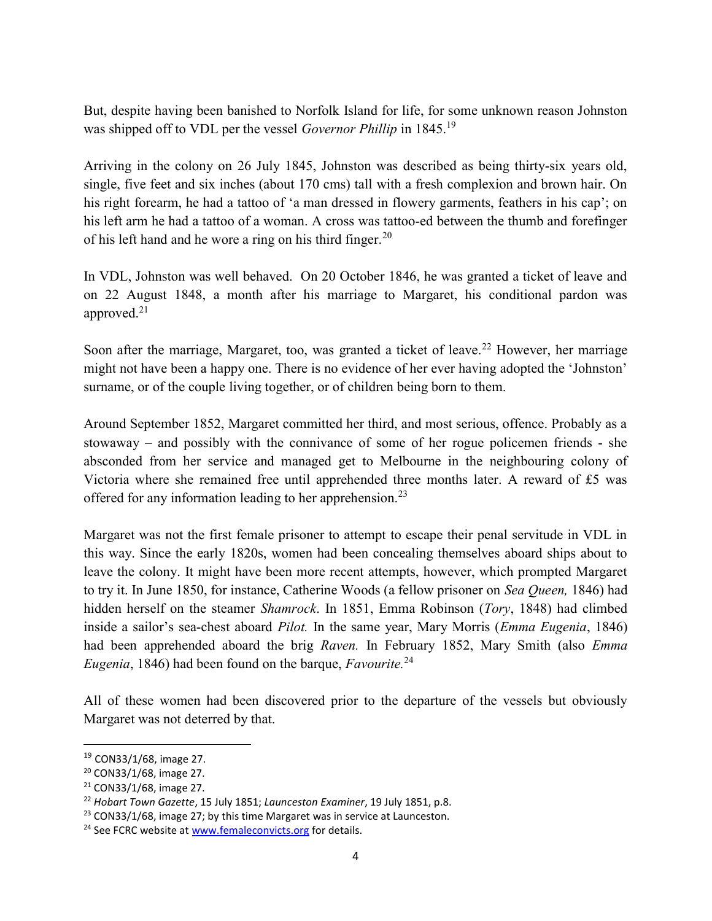But, despite having been banished to Norfolk Island for life, for some unknown reason Johnston was shipped off to VDL per the vessel *Governor Phillip* in 1845.[19]

Arriving in the colony on 26 July 1845, Johnston was described as being thirty-six years old, single, five feet and six inches (about 170 cms) tall with a fresh complexion and brown hair. On his right forearm, he had a tattoo of 'a man dressed in flowery garments, feathers in his cap'; on his left arm he had a tattoo of a woman. A cross was tattoo-ed between the thumb and forefinger of his left hand and he wore a ring on his third finger.[20]

In VDL, Johnston was well behaved. On 20 October 1846, he was granted a ticket of leave and on 22 August 1848, a month after his marriage to Margaret, his conditional pardon was approved.[21]

Soon after the marriage, Margaret, too, was granted a ticket of leave.[22] However, her marriage might not have been a happy one. There is no evidence of her ever having adopted the 'Johnston' surname, or of the couple living together, or of children being born to them.

Around September 1852, Margaret committed her third, and most serious, offence. Probably as a stowaway – and possibly with the connivance of some of her rogue policemen friends - she absconded from her service and managed get to Melbourne in the neighbouring colony of Victoria where she remained free until apprehended three months later. A reward of £5 was offered for any information leading to her apprehension.[23]

Margaret was not the first female prisoner to attempt to escape their penal servitude in VDL in this way. Since the early 1820s, women had been concealing themselves aboard ships about to leave the colony. It might have been more recent attempts, however, which prompted Margaret to try it. In June 1850, for instance, Catherine Woods (a fellow prisoner on *Sea Queen,* 1846) had hidden herself on the steamer *Shamrock*. In 1851, Emma Robinson (*Tory*, 1848) had climbed inside a sailor's sea-chest aboard *Pilot.* In the same year, Mary Morris (*Emma Eugenia*, 1846) had been apprehended aboard the brig *Raven.* In February 1852, Mary Smith (also *Emma Eugenia*, 1846) had been found on the barque, *Favourite.*[24]

All of these women had been discovered prior to the departure of the vessels but obviously Margaret was not deterred by that.

---

[19] CON33/1/68, image 27.

[20] CON33/1/68, image 27.

[21] CON33/1/68, image 27.

[22] *Hobart Town Gazette*, 15 July 1851; *Launceston Examiner*, 19 July 1851, p.8.

[23] CON33/1/68, image 27; by this time Margaret was in service at Launceston.

[24] See FCRC website at www.femaleconvicts.org for details.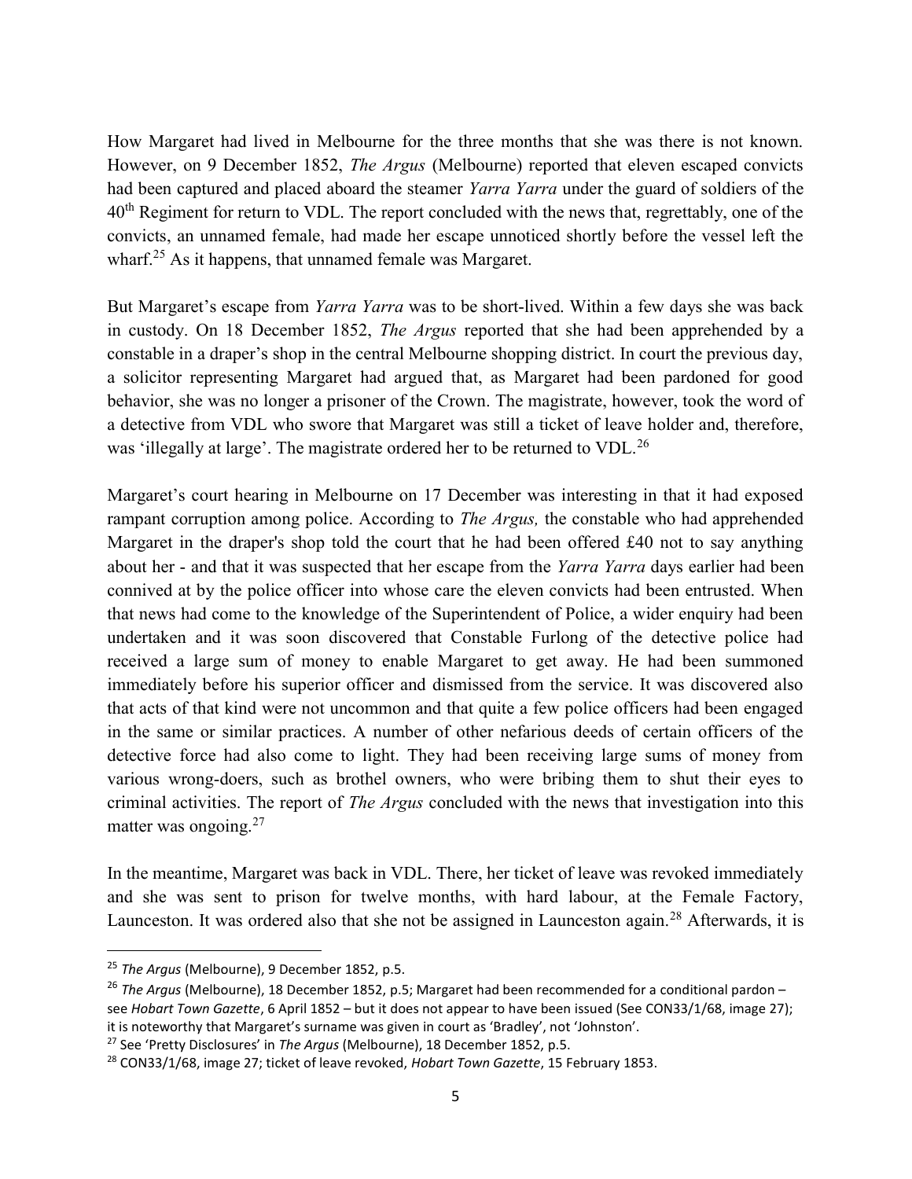How Margaret had lived in Melbourne for the three months that she was there is not known. However, on 9 December 1852, *The Argus* (Melbourne) reported that eleven escaped convicts had been captured and placed aboard the steamer *Yarra Yarra* under the guard of soldiers of the 40th Regiment for return to VDL. The report concluded with the news that, regrettably, one of the convicts, an unnamed female, had made her escape unnoticed shortly before the vessel left the wharf.[25] As it happens, that unnamed female was Margaret.

But Margaret's escape from *Yarra Yarra* was to be short-lived. Within a few days she was back in custody. On 18 December 1852, *The Argus* reported that she had been apprehended by a constable in a draper's shop in the central Melbourne shopping district. In court the previous day, a solicitor representing Margaret had argued that, as Margaret had been pardoned for good behavior, she was no longer a prisoner of the Crown. The magistrate, however, took the word of a detective from VDL who swore that Margaret was still a ticket of leave holder and, therefore, was 'illegally at large'. The magistrate ordered her to be returned to VDL.[26]

Margaret's court hearing in Melbourne on 17 December was interesting in that it had exposed rampant corruption among police. According to *The Argus,* the constable who had apprehended Margaret in the draper's shop told the court that he had been offered £40 not to say anything about her - and that it was suspected that her escape from the *Yarra Yarra* days earlier had been connived at by the police officer into whose care the eleven convicts had been entrusted. When that news had come to the knowledge of the Superintendent of Police, a wider enquiry had been undertaken and it was soon discovered that Constable Furlong of the detective police had received a large sum of money to enable Margaret to get away. He had been summoned immediately before his superior officer and dismissed from the service. It was discovered also that acts of that kind were not uncommon and that quite a few police officers had been engaged in the same or similar practices. A number of other nefarious deeds of certain officers of the detective force had also come to light. They had been receiving large sums of money from various wrong-doers, such as brothel owners, who were bribing them to shut their eyes to criminal activities. The report of *The Argus* concluded with the news that investigation into this matter was ongoing.[27]

In the meantime, Margaret was back in VDL. There, her ticket of leave was revoked immediately and she was sent to prison for twelve months, with hard labour, at the Female Factory, Launceston. It was ordered also that she not be assigned in Launceston again.[28] Afterwards, it is

---

[25] *The Argus* (Melbourne), 9 December 1852, p.5.

[26] *The Argus* (Melbourne), 18 December 1852, p.5; Margaret had been recommended for a conditional pardon – see *Hobart Town Gazette*, 6 April 1852 – but it does not appear to have been issued (See CON33/1/68, image 27); it is noteworthy that Margaret's surname was given in court as 'Bradley', not 'Johnston'.

[27] See 'Pretty Disclosures' in *The Argus* (Melbourne), 18 December 1852, p.5.

[28] CON33/1/68, image 27; ticket of leave revoked, *Hobart Town Gazette*, 15 February 1853.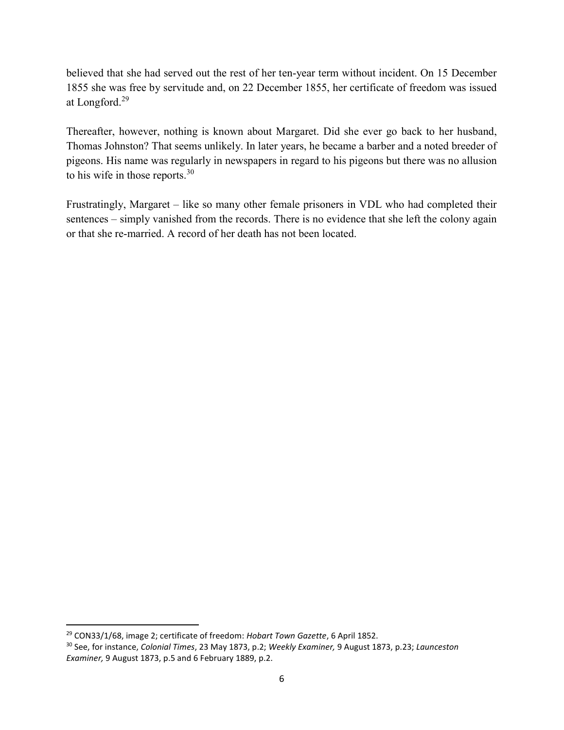believed that she had served out the rest of her ten-year term without incident. On 15 December 1855 she was free by servitude and, on 22 December 1855, her certificate of freedom was issued at Longford.[29]

Thereafter, however, nothing is known about Margaret. Did she ever go back to her husband, Thomas Johnston? That seems unlikely. In later years, he became a barber and a noted breeder of pigeons. His name was regularly in newspapers in regard to his pigeons but there was no allusion to his wife in those reports.[30]

Frustratingly, Margaret – like so many other female prisoners in VDL who had completed their sentences – simply vanished from the records. There is no evidence that she left the colony again or that she re-married. A record of her death has not been located.

---

[29] CON33/1/68, image 2; certificate of freedom: *Hobart Town Gazette*, 6 April 1852.

[30] See, for instance, *Colonial Times*, 23 May 1873, p.2; *Weekly Examiner,* 9 August 1873, p.23; *Launceston Examiner,* 9 August 1873, p.5 and 6 February 1889, p.2.